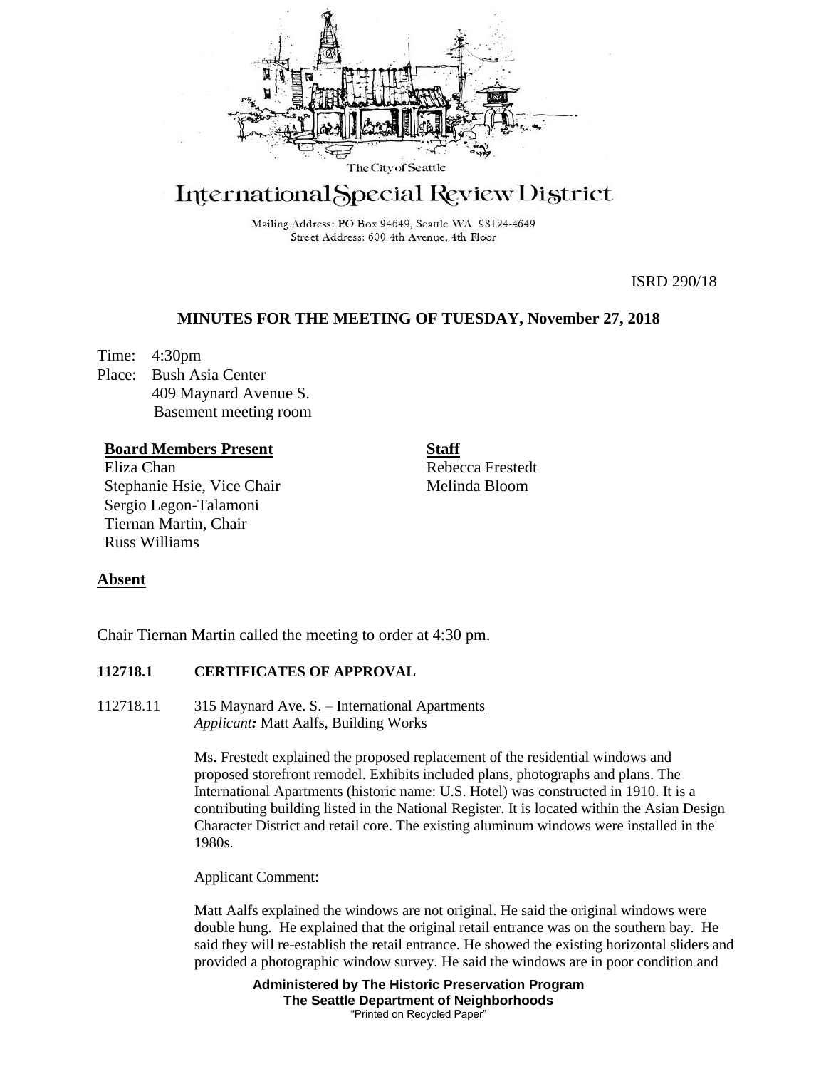The City of Seattle

# International Special Review District

Mailing Address: PO Box 94649, Seattle WA 98124-4649
Street Address: 600 4th Avenue, 4th Floor

ISRD 290/18

## MINUTES FOR THE MEETING OF TUESDAY, November 27, 2018

Time: 4:30pm
Place: Bush Asia Center
409 Maynard Avenue S.
Basement meeting room

**Board Members Present**
Eliza Chan
Stephanie Hsie, Vice Chair
Sergio Legon-Talamoni
Tiernan Martin, Chair
Russ Williams

**Staff**
Rebecca Frestedt
Melinda Bloom

**Absent**

Chair Tiernan Martin called the meeting to order at 4:30 pm.

**112718.1 CERTIFICATES OF APPROVAL**

112718.11 315 Maynard Ave. S. – International Apartments
*Applicant:* Matt Aalfs, Building Works

Ms. Frestedt explained the proposed replacement of the residential windows and proposed storefront remodel. Exhibits included plans, photographs and plans. The International Apartments (historic name: U.S. Hotel) was constructed in 1910. It is a contributing building listed in the National Register. It is located within the Asian Design Character District and retail core. The existing aluminum windows were installed in the 1980s.

Applicant Comment:

Matt Aalfs explained the windows are not original. He said the original windows were double hung. He explained that the original retail entrance was on the southern bay. He said they will re-establish the retail entrance. He showed the existing horizontal sliders and provided a photographic window survey. He said the windows are in poor condition and

**Administered by The Historic Preservation Program**
**The Seattle Department of Neighborhoods**
"Printed on Recycled Paper"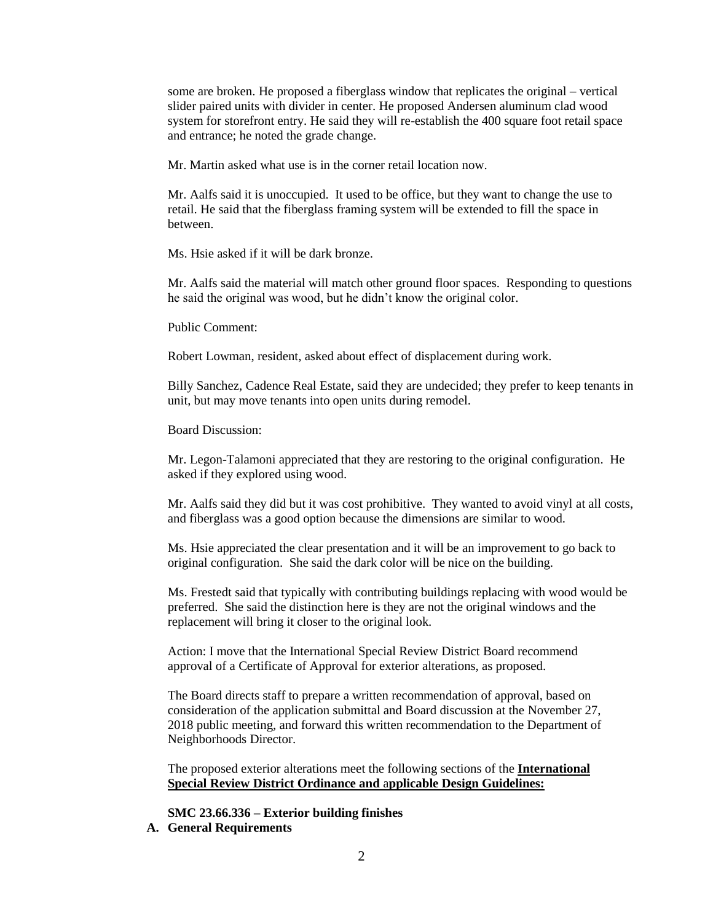some are broken. He proposed a fiberglass window that replicates the original – vertical slider paired units with divider in center. He proposed Andersen aluminum clad wood system for storefront entry. He said they will re-establish the 400 square foot retail space and entrance; he noted the grade change.

Mr. Martin asked what use is in the corner retail location now.

Mr. Aalfs said it is unoccupied. It used to be office, but they want to change the use to retail. He said that the fiberglass framing system will be extended to fill the space in between.

Ms. Hsie asked if it will be dark bronze.

Mr. Aalfs said the material will match other ground floor spaces. Responding to questions he said the original was wood, but he didn't know the original color.

Public Comment:

Robert Lowman, resident, asked about effect of displacement during work.

Billy Sanchez, Cadence Real Estate, said they are undecided; they prefer to keep tenants in unit, but may move tenants into open units during remodel.

Board Discussion:

Mr. Legon-Talamoni appreciated that they are restoring to the original configuration. He asked if they explored using wood.

Mr. Aalfs said they did but it was cost prohibitive. They wanted to avoid vinyl at all costs, and fiberglass was a good option because the dimensions are similar to wood.

Ms. Hsie appreciated the clear presentation and it will be an improvement to go back to original configuration. She said the dark color will be nice on the building.

Ms. Frestedt said that typically with contributing buildings replacing with wood would be preferred. She said the distinction here is they are not the original windows and the replacement will bring it closer to the original look.

Action: I move that the International Special Review District Board recommend approval of a Certificate of Approval for exterior alterations, as proposed.

The Board directs staff to prepare a written recommendation of approval, based on consideration of the application submittal and Board discussion at the November 27, 2018 public meeting, and forward this written recommendation to the Department of Neighborhoods Director.

The proposed exterior alterations meet the following sections of the **International Special Review District Ordinance and applicable Design Guidelines:**

**SMC 23.66.336 – Exterior building finishes**

**A. General Requirements**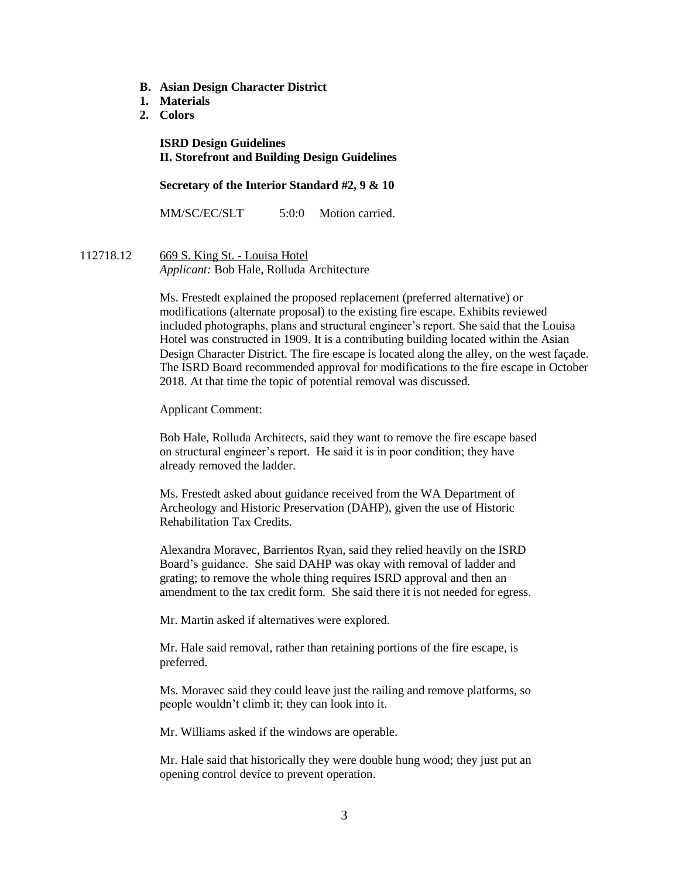**B. Asian Design Character District**
**1. Materials**
**2. Colors**

**ISRD Design Guidelines**
**II. Storefront and Building Design Guidelines**

**Secretary of the Interior Standard #2, 9 & 10**

MM/SC/EC/SLT 5:0:0 Motion carried.

112718.12 669 S. King St. - Louisa Hotel
*Applicant:* Bob Hale, Rolluda Architecture

Ms. Frestedt explained the proposed replacement (preferred alternative) or modifications (alternate proposal) to the existing fire escape. Exhibits reviewed included photographs, plans and structural engineer's report. She said that the Louisa Hotel was constructed in 1909. It is a contributing building located within the Asian Design Character District. The fire escape is located along the alley, on the west façade. The ISRD Board recommended approval for modifications to the fire escape in October 2018. At that time the topic of potential removal was discussed.

Applicant Comment:

Bob Hale, Rolluda Architects, said they want to remove the fire escape based on structural engineer's report. He said it is in poor condition; they have already removed the ladder.

Ms. Frestedt asked about guidance received from the WA Department of Archeology and Historic Preservation (DAHP), given the use of Historic Rehabilitation Tax Credits.

Alexandra Moravec, Barrientos Ryan, said they relied heavily on the ISRD Board's guidance. She said DAHP was okay with removal of ladder and grating; to remove the whole thing requires ISRD approval and then an amendment to the tax credit form. She said there it is not needed for egress.

Mr. Martin asked if alternatives were explored.

Mr. Hale said removal, rather than retaining portions of the fire escape, is preferred.

Ms. Moravec said they could leave just the railing and remove platforms, so people wouldn't climb it; they can look into it.

Mr. Williams asked if the windows are operable.

Mr. Hale said that historically they were double hung wood; they just put an opening control device to prevent operation.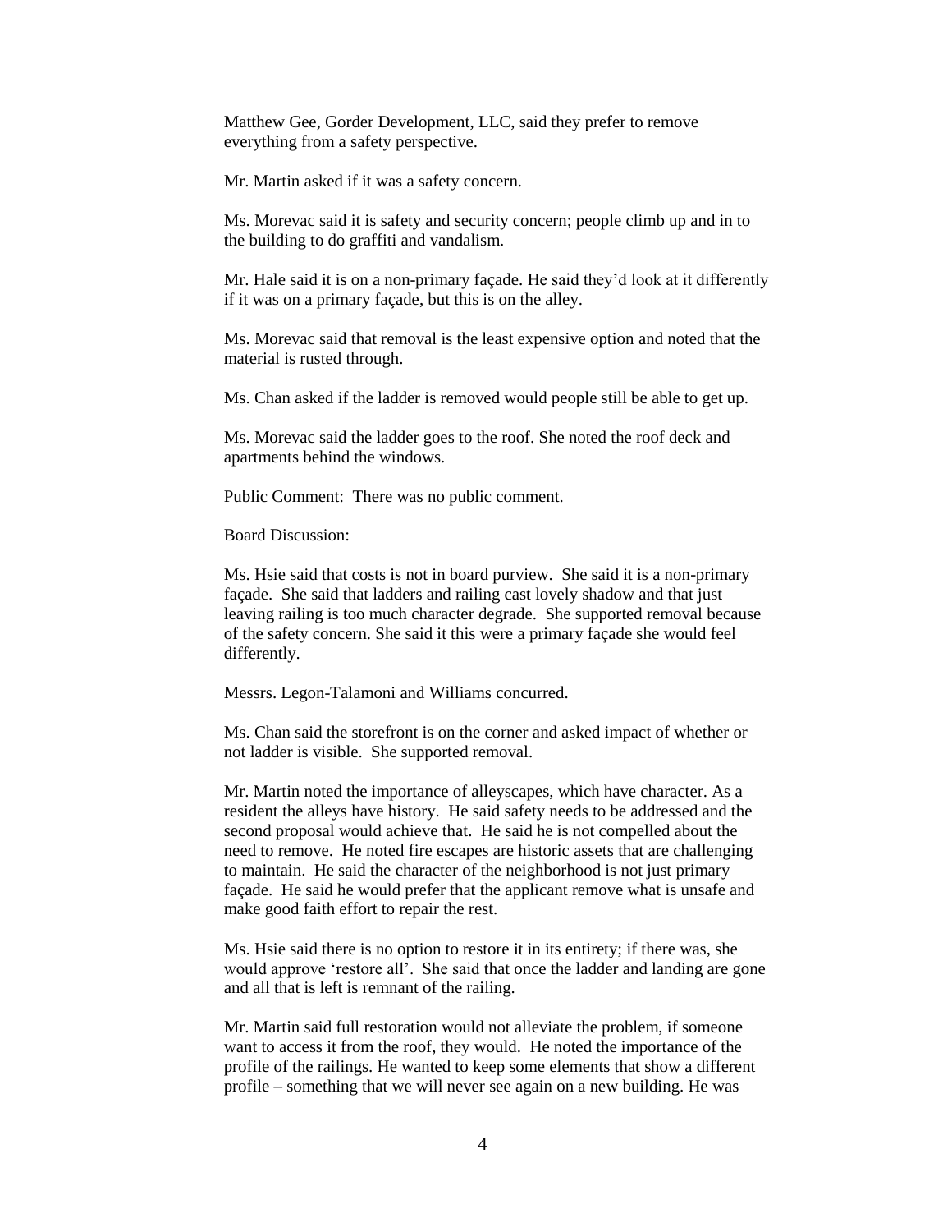Matthew Gee, Gorder Development, LLC, said they prefer to remove everything from a safety perspective.

Mr. Martin asked if it was a safety concern.

Ms. Morevac said it is safety and security concern; people climb up and in to the building to do graffiti and vandalism.

Mr. Hale said it is on a non-primary façade. He said they'd look at it differently if it was on a primary façade, but this is on the alley.

Ms. Morevac said that removal is the least expensive option and noted that the material is rusted through.

Ms. Chan asked if the ladder is removed would people still be able to get up.

Ms. Morevac said the ladder goes to the roof. She noted the roof deck and apartments behind the windows.

Public Comment: There was no public comment.

Board Discussion:

Ms. Hsie said that costs is not in board purview. She said it is a non-primary façade. She said that ladders and railing cast lovely shadow and that just leaving railing is too much character degrade. She supported removal because of the safety concern. She said it this were a primary façade she would feel differently.

Messrs. Legon-Talamoni and Williams concurred.

Ms. Chan said the storefront is on the corner and asked impact of whether or not ladder is visible. She supported removal.

Mr. Martin noted the importance of alleyscapes, which have character. As a resident the alleys have history. He said safety needs to be addressed and the second proposal would achieve that. He said he is not compelled about the need to remove. He noted fire escapes are historic assets that are challenging to maintain. He said the character of the neighborhood is not just primary façade. He said he would prefer that the applicant remove what is unsafe and make good faith effort to repair the rest.

Ms. Hsie said there is no option to restore it in its entirety; if there was, she would approve 'restore all'. She said that once the ladder and landing are gone and all that is left is remnant of the railing.

Mr. Martin said full restoration would not alleviate the problem, if someone want to access it from the roof, they would. He noted the importance of the profile of the railings. He wanted to keep some elements that show a different profile – something that we will never see again on a new building. He was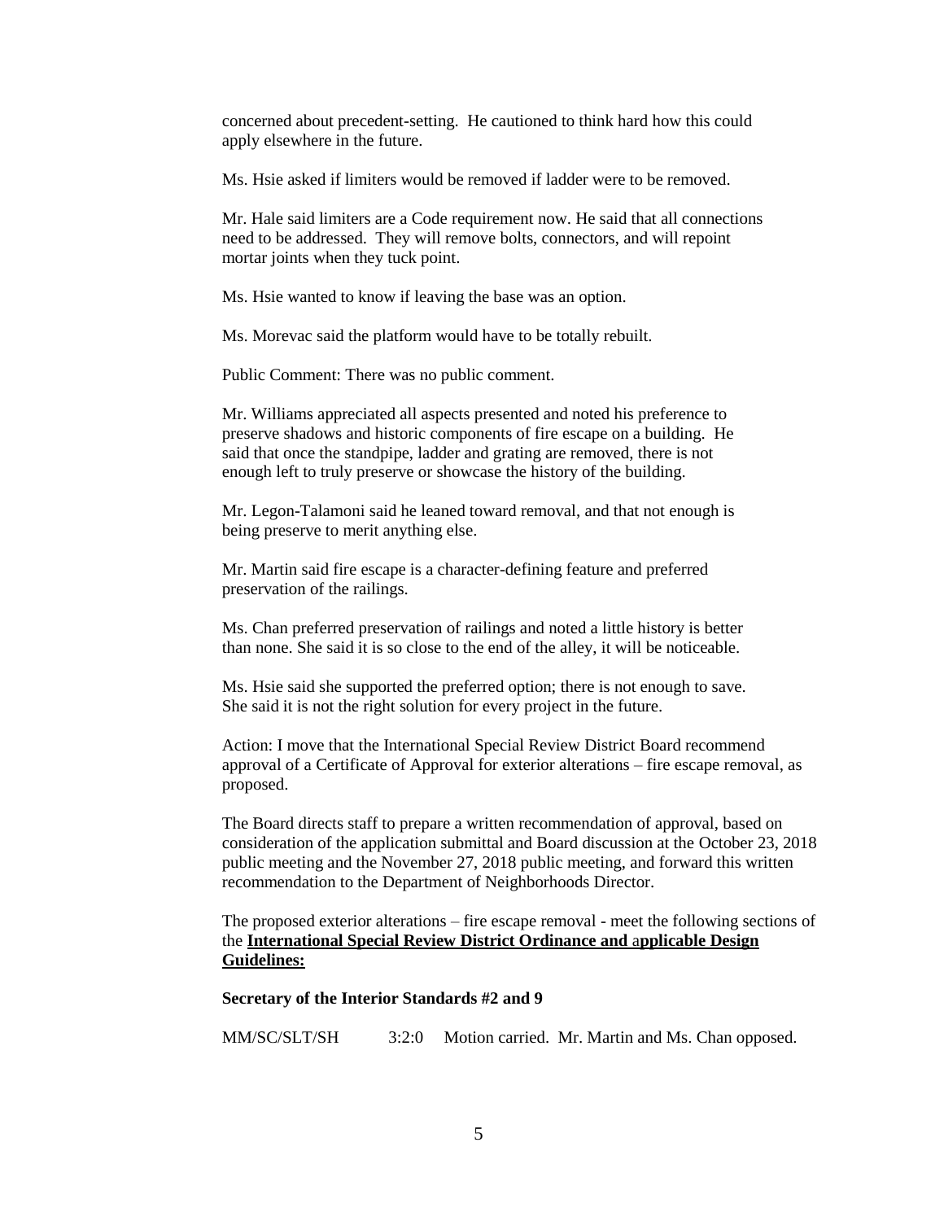concerned about precedent-setting. He cautioned to think hard how this could apply elsewhere in the future.

Ms. Hsie asked if limiters would be removed if ladder were to be removed.

Mr. Hale said limiters are a Code requirement now. He said that all connections need to be addressed. They will remove bolts, connectors, and will repoint mortar joints when they tuck point.

Ms. Hsie wanted to know if leaving the base was an option.

Ms. Morevac said the platform would have to be totally rebuilt.

Public Comment: There was no public comment.

Mr. Williams appreciated all aspects presented and noted his preference to preserve shadows and historic components of fire escape on a building. He said that once the standpipe, ladder and grating are removed, there is not enough left to truly preserve or showcase the history of the building.

Mr. Legon-Talamoni said he leaned toward removal, and that not enough is being preserve to merit anything else.

Mr. Martin said fire escape is a character-defining feature and preferred preservation of the railings.

Ms. Chan preferred preservation of railings and noted a little history is better than none. She said it is so close to the end of the alley, it will be noticeable.

Ms. Hsie said she supported the preferred option; there is not enough to save. She said it is not the right solution for every project in the future.

Action: I move that the International Special Review District Board recommend approval of a Certificate of Approval for exterior alterations – fire escape removal, as proposed.

The Board directs staff to prepare a written recommendation of approval, based on consideration of the application submittal and Board discussion at the October 23, 2018 public meeting and the November 27, 2018 public meeting, and forward this written recommendation to the Department of Neighborhoods Director.

The proposed exterior alterations – fire escape removal - meet the following sections of the **International Special Review District Ordinance and applicable Design Guidelines:**

**Secretary of the Interior Standards #2 and 9**

MM/SC/SLT/SH 3:2:0 Motion carried. Mr. Martin and Ms. Chan opposed.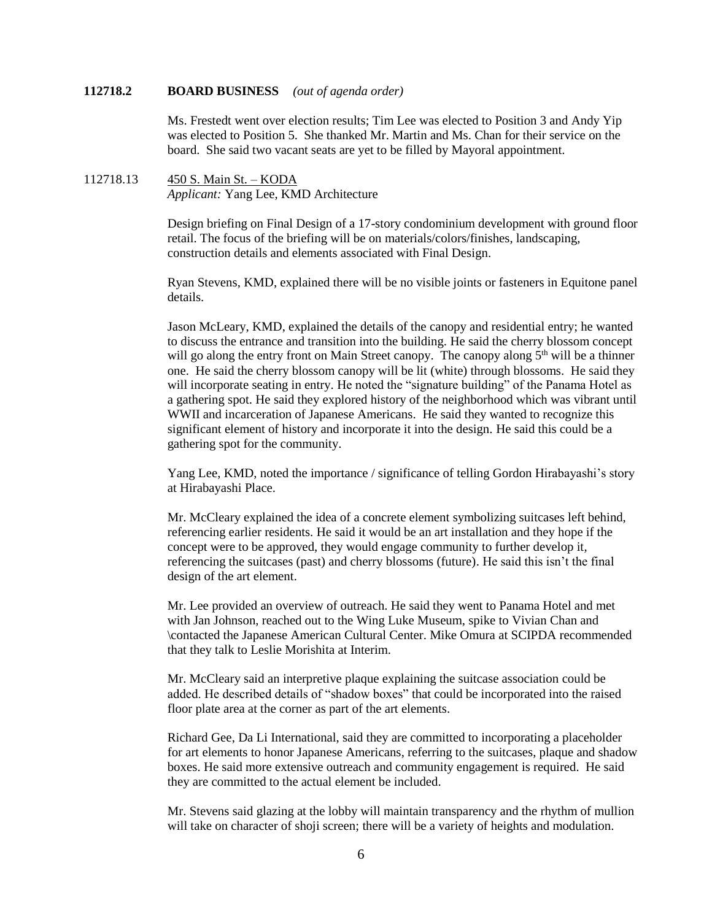**112718.2 BOARD BUSINESS** *(out of agenda order)*

Ms. Frestedt went over election results; Tim Lee was elected to Position 3 and Andy Yip was elected to Position 5. She thanked Mr. Martin and Ms. Chan for their service on the board. She said two vacant seats are yet to be filled by Mayoral appointment.

112718.13 <u>450 S. Main St. – KODA</u>
*Applicant:* Yang Lee, KMD Architecture

Design briefing on Final Design of a 17-story condominium development with ground floor retail. The focus of the briefing will be on materials/colors/finishes, landscaping, construction details and elements associated with Final Design.

Ryan Stevens, KMD, explained there will be no visible joints or fasteners in Equitone panel details.

Jason McLeary, KMD, explained the details of the canopy and residential entry; he wanted to discuss the entrance and transition into the building. He said the cherry blossom concept will go along the entry front on Main Street canopy. The canopy along 5th will be a thinner one. He said the cherry blossom canopy will be lit (white) through blossoms. He said they will incorporate seating in entry. He noted the "signature building" of the Panama Hotel as a gathering spot. He said they explored history of the neighborhood which was vibrant until WWII and incarceration of Japanese Americans. He said they wanted to recognize this significant element of history and incorporate it into the design. He said this could be a gathering spot for the community.

Yang Lee, KMD, noted the importance / significance of telling Gordon Hirabayashi's story at Hirabayashi Place.

Mr. McCleary explained the idea of a concrete element symbolizing suitcases left behind, referencing earlier residents. He said it would be an art installation and they hope if the concept were to be approved, they would engage community to further develop it, referencing the suitcases (past) and cherry blossoms (future). He said this isn't the final design of the art element.

Mr. Lee provided an overview of outreach. He said they went to Panama Hotel and met with Jan Johnson, reached out to the Wing Luke Museum, spike to Vivian Chan and \contacted the Japanese American Cultural Center. Mike Omura at SCIPDA recommended that they talk to Leslie Morishita at Interim.

Mr. McCleary said an interpretive plaque explaining the suitcase association could be added. He described details of "shadow boxes" that could be incorporated into the raised floor plate area at the corner as part of the art elements.

Richard Gee, Da Li International, said they are committed to incorporating a placeholder for art elements to honor Japanese Americans, referring to the suitcases, plaque and shadow boxes. He said more extensive outreach and community engagement is required. He said they are committed to the actual element be included.

Mr. Stevens said glazing at the lobby will maintain transparency and the rhythm of mullion will take on character of shoji screen; there will be a variety of heights and modulation.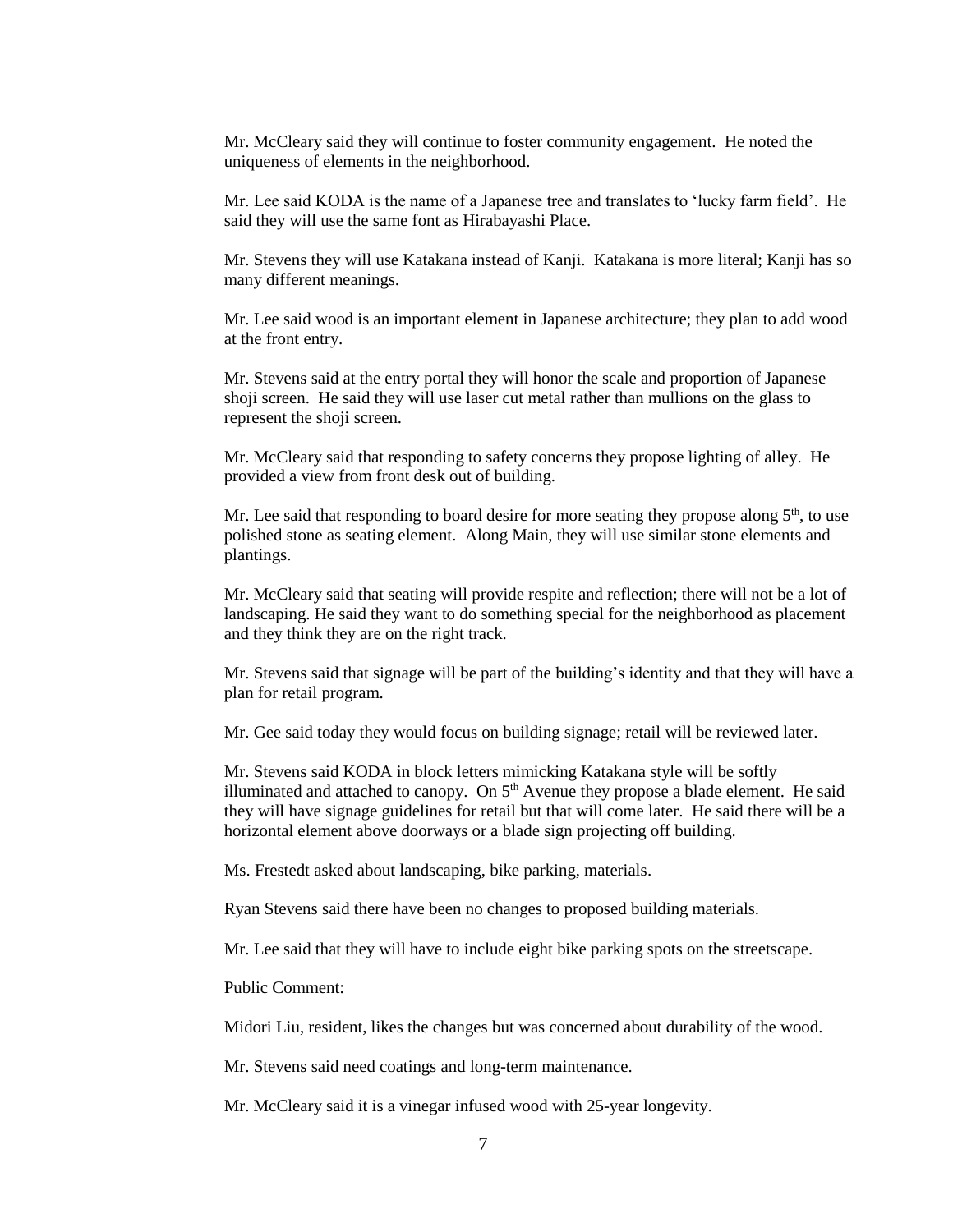Mr. McCleary said they will continue to foster community engagement. He noted the uniqueness of elements in the neighborhood.

Mr. Lee said KODA is the name of a Japanese tree and translates to 'lucky farm field'. He said they will use the same font as Hirabayashi Place.

Mr. Stevens they will use Katakana instead of Kanji. Katakana is more literal; Kanji has so many different meanings.

Mr. Lee said wood is an important element in Japanese architecture; they plan to add wood at the front entry.

Mr. Stevens said at the entry portal they will honor the scale and proportion of Japanese shoji screen. He said they will use laser cut metal rather than mullions on the glass to represent the shoji screen.

Mr. McCleary said that responding to safety concerns they propose lighting of alley. He provided a view from front desk out of building.

Mr. Lee said that responding to board desire for more seating they propose along 5th, to use polished stone as seating element. Along Main, they will use similar stone elements and plantings.

Mr. McCleary said that seating will provide respite and reflection; there will not be a lot of landscaping. He said they want to do something special for the neighborhood as placement and they think they are on the right track.

Mr. Stevens said that signage will be part of the building's identity and that they will have a plan for retail program.

Mr. Gee said today they would focus on building signage; retail will be reviewed later.

Mr. Stevens said KODA in block letters mimicking Katakana style will be softly illuminated and attached to canopy. On 5th Avenue they propose a blade element. He said they will have signage guidelines for retail but that will come later. He said there will be a horizontal element above doorways or a blade sign projecting off building.

Ms. Frestedt asked about landscaping, bike parking, materials.

Ryan Stevens said there have been no changes to proposed building materials.

Mr. Lee said that they will have to include eight bike parking spots on the streetscape.

Public Comment:

Midori Liu, resident, likes the changes but was concerned about durability of the wood.

Mr. Stevens said need coatings and long-term maintenance.

Mr. McCleary said it is a vinegar infused wood with 25-year longevity.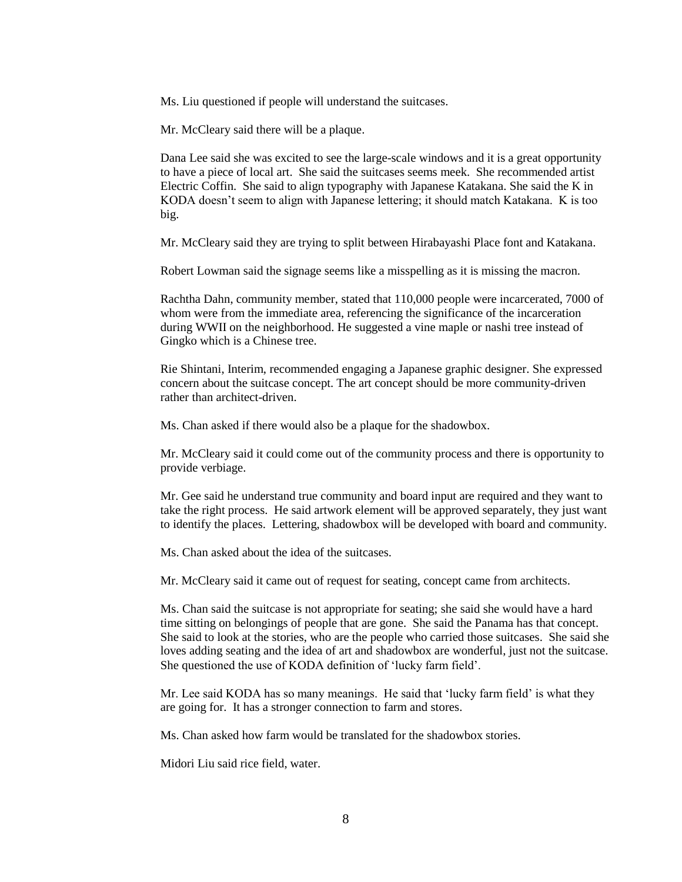Ms. Liu questioned if people will understand the suitcases.

Mr. McCleary said there will be a plaque.

Dana Lee said she was excited to see the large-scale windows and it is a great opportunity to have a piece of local art. She said the suitcases seems meek. She recommended artist Electric Coffin. She said to align typography with Japanese Katakana. She said the K in KODA doesn't seem to align with Japanese lettering; it should match Katakana. K is too big.

Mr. McCleary said they are trying to split between Hirabayashi Place font and Katakana.

Robert Lowman said the signage seems like a misspelling as it is missing the macron.

Rachtha Dahn, community member, stated that 110,000 people were incarcerated, 7000 of whom were from the immediate area, referencing the significance of the incarceration during WWII on the neighborhood. He suggested a vine maple or nashi tree instead of Gingko which is a Chinese tree.

Rie Shintani, Interim, recommended engaging a Japanese graphic designer. She expressed concern about the suitcase concept. The art concept should be more community-driven rather than architect-driven.

Ms. Chan asked if there would also be a plaque for the shadowbox.

Mr. McCleary said it could come out of the community process and there is opportunity to provide verbiage.

Mr. Gee said he understand true community and board input are required and they want to take the right process. He said artwork element will be approved separately, they just want to identify the places. Lettering, shadowbox will be developed with board and community.

Ms. Chan asked about the idea of the suitcases.

Mr. McCleary said it came out of request for seating, concept came from architects.

Ms. Chan said the suitcase is not appropriate for seating; she said she would have a hard time sitting on belongings of people that are gone. She said the Panama has that concept. She said to look at the stories, who are the people who carried those suitcases. She said she loves adding seating and the idea of art and shadowbox are wonderful, just not the suitcase. She questioned the use of KODA definition of 'lucky farm field'.

Mr. Lee said KODA has so many meanings. He said that 'lucky farm field' is what they are going for. It has a stronger connection to farm and stores.

Ms. Chan asked how farm would be translated for the shadowbox stories.

Midori Liu said rice field, water.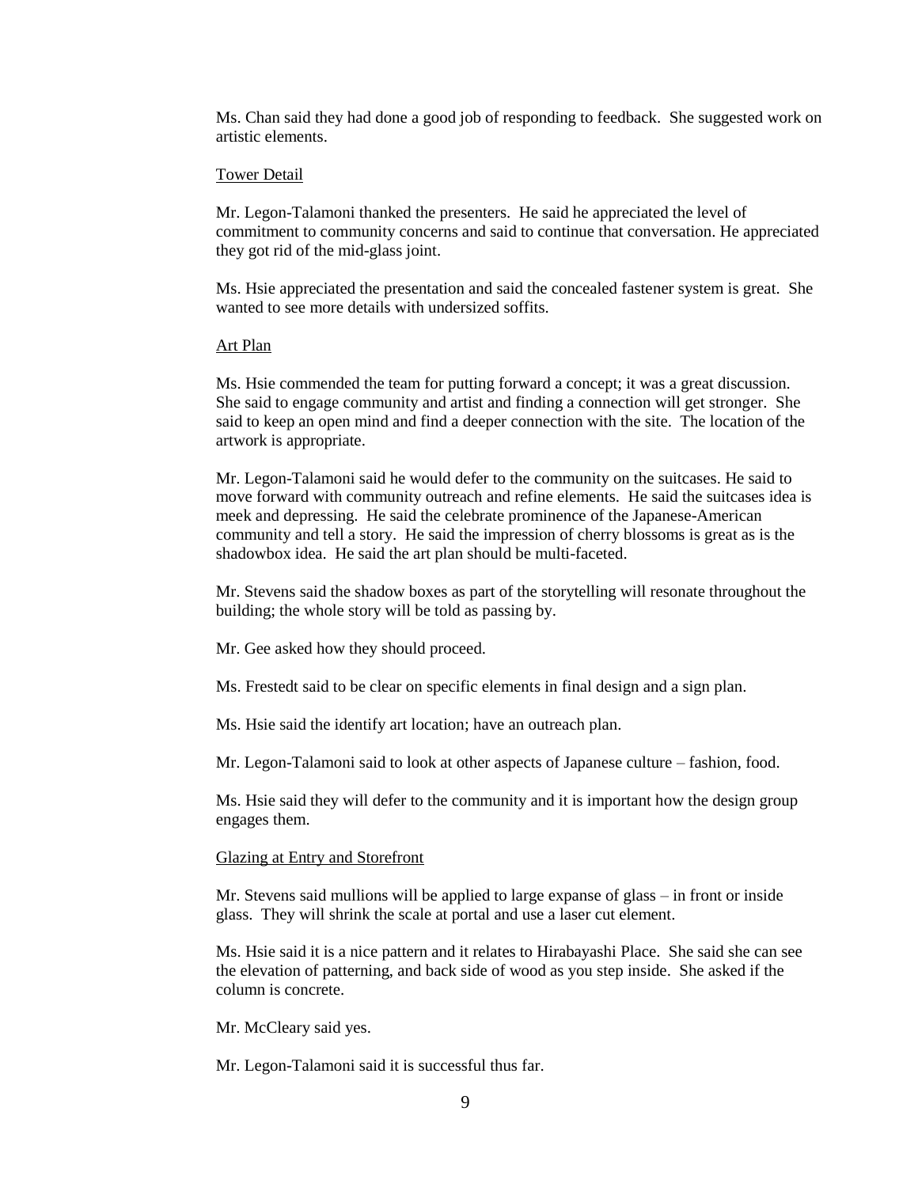Ms. Chan said they had done a good job of responding to feedback. She suggested work on artistic elements.

Tower Detail

Mr. Legon-Talamoni thanked the presenters. He said he appreciated the level of commitment to community concerns and said to continue that conversation. He appreciated they got rid of the mid-glass joint.

Ms. Hsie appreciated the presentation and said the concealed fastener system is great. She wanted to see more details with undersized soffits.

Art Plan

Ms. Hsie commended the team for putting forward a concept; it was a great discussion. She said to engage community and artist and finding a connection will get stronger. She said to keep an open mind and find a deeper connection with the site. The location of the artwork is appropriate.

Mr. Legon-Talamoni said he would defer to the community on the suitcases. He said to move forward with community outreach and refine elements. He said the suitcases idea is meek and depressing. He said the celebrate prominence of the Japanese-American community and tell a story. He said the impression of cherry blossoms is great as is the shadowbox idea. He said the art plan should be multi-faceted.

Mr. Stevens said the shadow boxes as part of the storytelling will resonate throughout the building; the whole story will be told as passing by.

Mr. Gee asked how they should proceed.

Ms. Frestedt said to be clear on specific elements in final design and a sign plan.

Ms. Hsie said the identify art location; have an outreach plan.

Mr. Legon-Talamoni said to look at other aspects of Japanese culture – fashion, food.

Ms. Hsie said they will defer to the community and it is important how the design group engages them.

Glazing at Entry and Storefront

Mr. Stevens said mullions will be applied to large expanse of glass – in front or inside glass. They will shrink the scale at portal and use a laser cut element.

Ms. Hsie said it is a nice pattern and it relates to Hirabayashi Place. She said she can see the elevation of patterning, and back side of wood as you step inside. She asked if the column is concrete.

Mr. McCleary said yes.

Mr. Legon-Talamoni said it is successful thus far.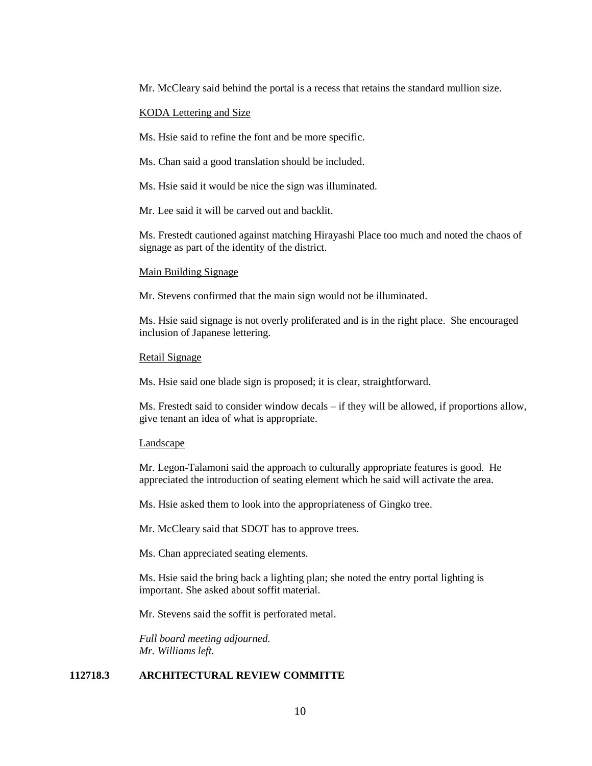Mr. McCleary said behind the portal is a recess that retains the standard mullion size.

<u>KODA Lettering and Size</u>

Ms. Hsie said to refine the font and be more specific.

Ms. Chan said a good translation should be included.

Ms. Hsie said it would be nice the sign was illuminated.

Mr. Lee said it will be carved out and backlit.

Ms. Frestedt cautioned against matching Hirayashi Place too much and noted the chaos of signage as part of the identity of the district.

<u>Main Building Signage</u>

Mr. Stevens confirmed that the main sign would not be illuminated.

Ms. Hsie said signage is not overly proliferated and is in the right place. She encouraged inclusion of Japanese lettering.

<u>Retail Signage</u>

Ms. Hsie said one blade sign is proposed; it is clear, straightforward.

Ms. Frestedt said to consider window decals – if they will be allowed, if proportions allow, give tenant an idea of what is appropriate.

<u>Landscape</u>

Mr. Legon-Talamoni said the approach to culturally appropriate features is good. He appreciated the introduction of seating element which he said will activate the area.

Ms. Hsie asked them to look into the appropriateness of Gingko tree.

Mr. McCleary said that SDOT has to approve trees.

Ms. Chan appreciated seating elements.

Ms. Hsie said the bring back a lighting plan; she noted the entry portal lighting is important. She asked about soffit material.

Mr. Stevens said the soffit is perforated metal.

*Full board meeting adjourned.*
*Mr. Williams left.*

**112718.3 ARCHITECTURAL REVIEW COMMITTE**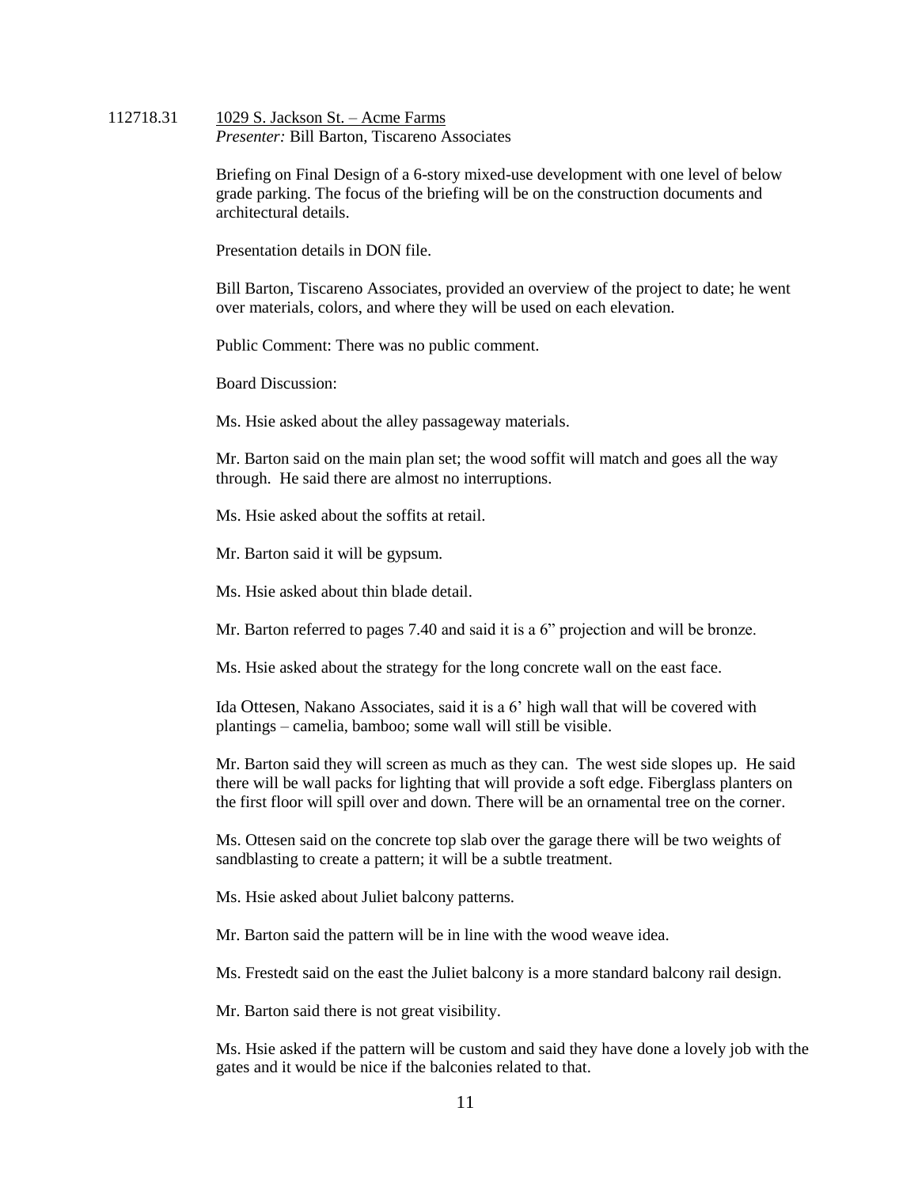112718.31 <u>1029 S. Jackson St. – Acme Farms</u>
*Presenter:* Bill Barton, Tiscareno Associates

Briefing on Final Design of a 6-story mixed-use development with one level of below grade parking. The focus of the briefing will be on the construction documents and architectural details.

Presentation details in DON file.

Bill Barton, Tiscareno Associates, provided an overview of the project to date; he went over materials, colors, and where they will be used on each elevation.

Public Comment: There was no public comment.

Board Discussion:

Ms. Hsie asked about the alley passageway materials.

Mr. Barton said on the main plan set; the wood soffit will match and goes all the way through. He said there are almost no interruptions.

Ms. Hsie asked about the soffits at retail.

Mr. Barton said it will be gypsum.

Ms. Hsie asked about thin blade detail.

Mr. Barton referred to pages 7.40 and said it is a 6" projection and will be bronze.

Ms. Hsie asked about the strategy for the long concrete wall on the east face.

Ida Ottesen, Nakano Associates, said it is a 6' high wall that will be covered with plantings – camelia, bamboo; some wall will still be visible.

Mr. Barton said they will screen as much as they can. The west side slopes up. He said there will be wall packs for lighting that will provide a soft edge. Fiberglass planters on the first floor will spill over and down. There will be an ornamental tree on the corner.

Ms. Ottesen said on the concrete top slab over the garage there will be two weights of sandblasting to create a pattern; it will be a subtle treatment.

Ms. Hsie asked about Juliet balcony patterns.

Mr. Barton said the pattern will be in line with the wood weave idea.

Ms. Frestedt said on the east the Juliet balcony is a more standard balcony rail design.

Mr. Barton said there is not great visibility.

Ms. Hsie asked if the pattern will be custom and said they have done a lovely job with the gates and it would be nice if the balconies related to that.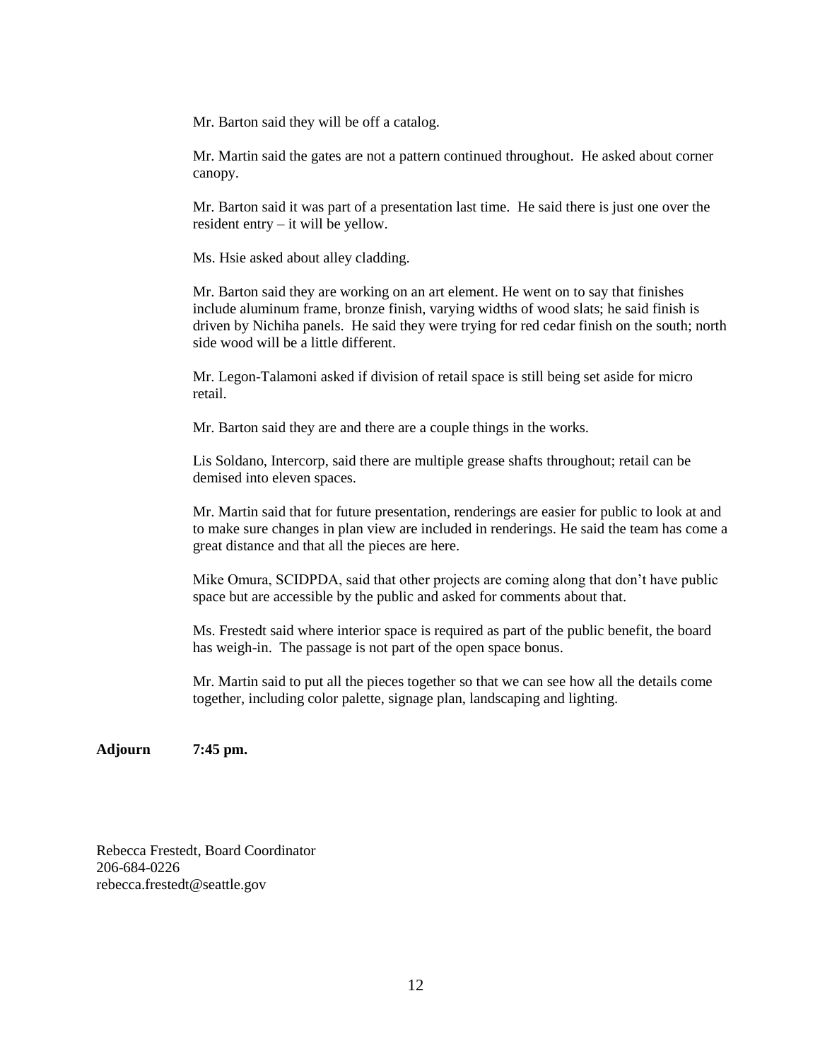Mr. Barton said they will be off a catalog.

Mr. Martin said the gates are not a pattern continued throughout. He asked about corner canopy.

Mr. Barton said it was part of a presentation last time. He said there is just one over the resident entry – it will be yellow.

Ms. Hsie asked about alley cladding.

Mr. Barton said they are working on an art element. He went on to say that finishes include aluminum frame, bronze finish, varying widths of wood slats; he said finish is driven by Nichiha panels. He said they were trying for red cedar finish on the south; north side wood will be a little different.

Mr. Legon-Talamoni asked if division of retail space is still being set aside for micro retail.

Mr. Barton said they are and there are a couple things in the works.

Lis Soldano, Intercorp, said there are multiple grease shafts throughout; retail can be demised into eleven spaces.

Mr. Martin said that for future presentation, renderings are easier for public to look at and to make sure changes in plan view are included in renderings. He said the team has come a great distance and that all the pieces are here.

Mike Omura, SCIDPDA, said that other projects are coming along that don't have public space but are accessible by the public and asked for comments about that.

Ms. Frestedt said where interior space is required as part of the public benefit, the board has weigh-in. The passage is not part of the open space bonus.

Mr. Martin said to put all the pieces together so that we can see how all the details come together, including color palette, signage plan, landscaping and lighting.

**Adjourn 7:45 pm.**

Rebecca Frestedt, Board Coordinator
206-684-0226
rebecca.frestedt@seattle.gov